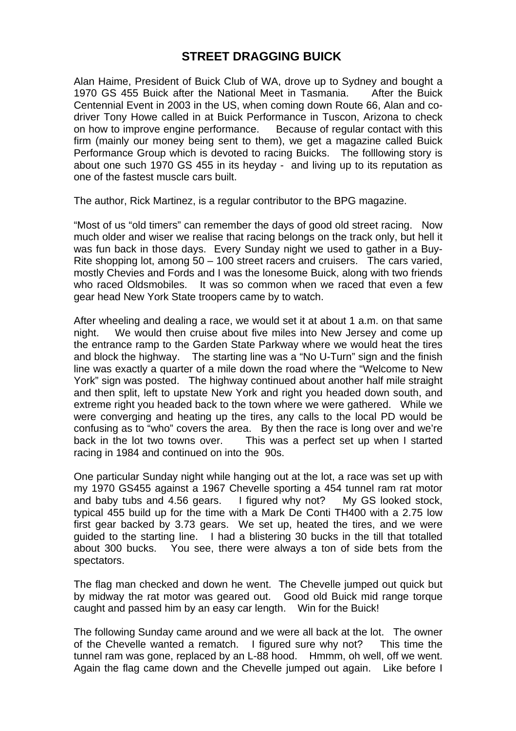# STREET DRAGGING BUICK

Alan Haime, President of Buick Club of WA, drove up to Sydney and bought a 1970 GS 455 Buick after the National Meet in Tasmania. After the Buick Centennial Event in 2003 in the US, when coming down Route 66, Alan and co-driver Tony Howe called in at Buick Performance in Tuscon, Arizona to check on how to improve engine performance. Because of regular contact with this firm (mainly our money being sent to them), we get a magazine called Buick Performance Group which is devoted to racing Buicks. The folllowing story is about one such 1970 GS 455 in its heyday - and living up to its reputation as one of the fastest muscle cars built.

The author, Rick Martinez, is a regular contributor to the BPG magazine.

"Most of us "old timers" can remember the days of good old street racing. Now much older and wiser we realise that racing belongs on the track only, but hell it was fun back in those days. Every Sunday night we used to gather in a Buy-Rite shopping lot, among 50 – 100 street racers and cruisers. The cars varied, mostly Chevies and Fords and I was the lonesome Buick, along with two friends who raced Oldsmobiles. It was so common when we raced that even a few gear head New York State troopers came by to watch.

After wheeling and dealing a race, we would set it at about 1 a.m. on that same night. We would then cruise about five miles into New Jersey and come up the entrance ramp to the Garden State Parkway where we would heat the tires and block the highway. The starting line was a "No U-Turn" sign and the finish line was exactly a quarter of a mile down the road where the "Welcome to New York" sign was posted. The highway continued about another half mile straight and then split, left to upstate New York and right you headed down south, and extreme right you headed back to the town where we were gathered. While we were converging and heating up the tires, any calls to the local PD would be confusing as to "who" covers the area. By then the race is long over and we're back in the lot two towns over. This was a perfect set up when I started racing in 1984 and continued on into the 90s.

One particular Sunday night while hanging out at the lot, a race was set up with my 1970 GS455 against a 1967 Chevelle sporting a 454 tunnel ram rat motor and baby tubs and 4.56 gears. I figured why not? My GS looked stock, typical 455 build up for the time with a Mark De Conti TH400 with a 2.75 low first gear backed by 3.73 gears. We set up, heated the tires, and we were guided to the starting line. I had a blistering 30 bucks in the till that totalled about 300 bucks. You see, there were always a ton of side bets from the spectators.

The flag man checked and down he went. The Chevelle jumped out quick but by midway the rat motor was geared out. Good old Buick mid range torque caught and passed him by an easy car length. Win for the Buick!

The following Sunday came around and we were all back at the lot. The owner of the Chevelle wanted a rematch. I figured sure why not? This time the tunnel ram was gone, replaced by an L-88 hood. Hmmm, oh well, off we went. Again the flag came down and the Chevelle jumped out again. Like before I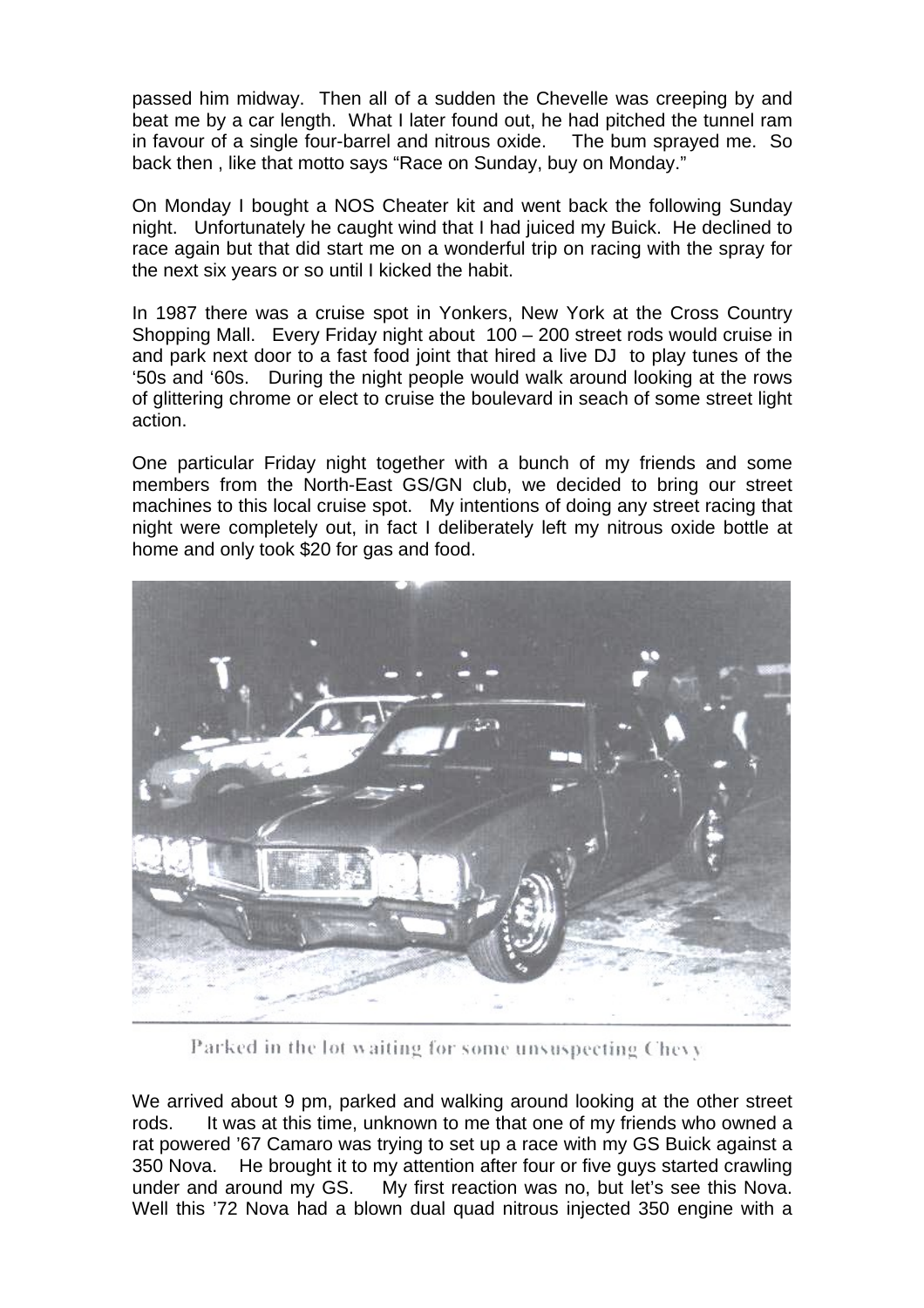passed him midway. Then all of a sudden the Chevelle was creeping by and beat me by a car length. What I later found out, he had pitched the tunnel ram in favour of a single four-barrel and nitrous oxide. The bum sprayed me. So back then , like that motto says "Race on Sunday, buy on Monday."

On Monday I bought a NOS Cheater kit and went back the following Sunday night. Unfortunately he caught wind that I had juiced my Buick. He declined to race again but that did start me on a wonderful trip on racing with the spray for the next six years or so until I kicked the habit.

In 1987 there was a cruise spot in Yonkers, New York at the Cross Country Shopping Mall. Every Friday night about 100 – 200 street rods would cruise in and park next door to a fast food joint that hired a live DJ to play tunes of the '50s and '60s. During the night people would walk around looking at the rows of glittering chrome or elect to cruise the boulevard in seach of some street light action.

One particular Friday night together with a bunch of my friends and some members from the North-East GS/GN club, we decided to bring our street machines to this local cruise spot. My intentions of doing any street racing that night were completely out, in fact I deliberately left my nitrous oxide bottle at home and only took $20 for gas and food.

Parked in the lot waiting for some unsuspecting Chevy

We arrived about 9 pm, parked and walking around looking at the other street rods. It was at this time, unknown to me that one of my friends who owned a rat powered '67 Camaro was trying to set up a race with my GS Buick against a 350 Nova. He brought it to my attention after four or five guys started crawling under and around my GS. My first reaction was no, but let's see this Nova. Well this '72 Nova had a blown dual quad nitrous injected 350 engine with a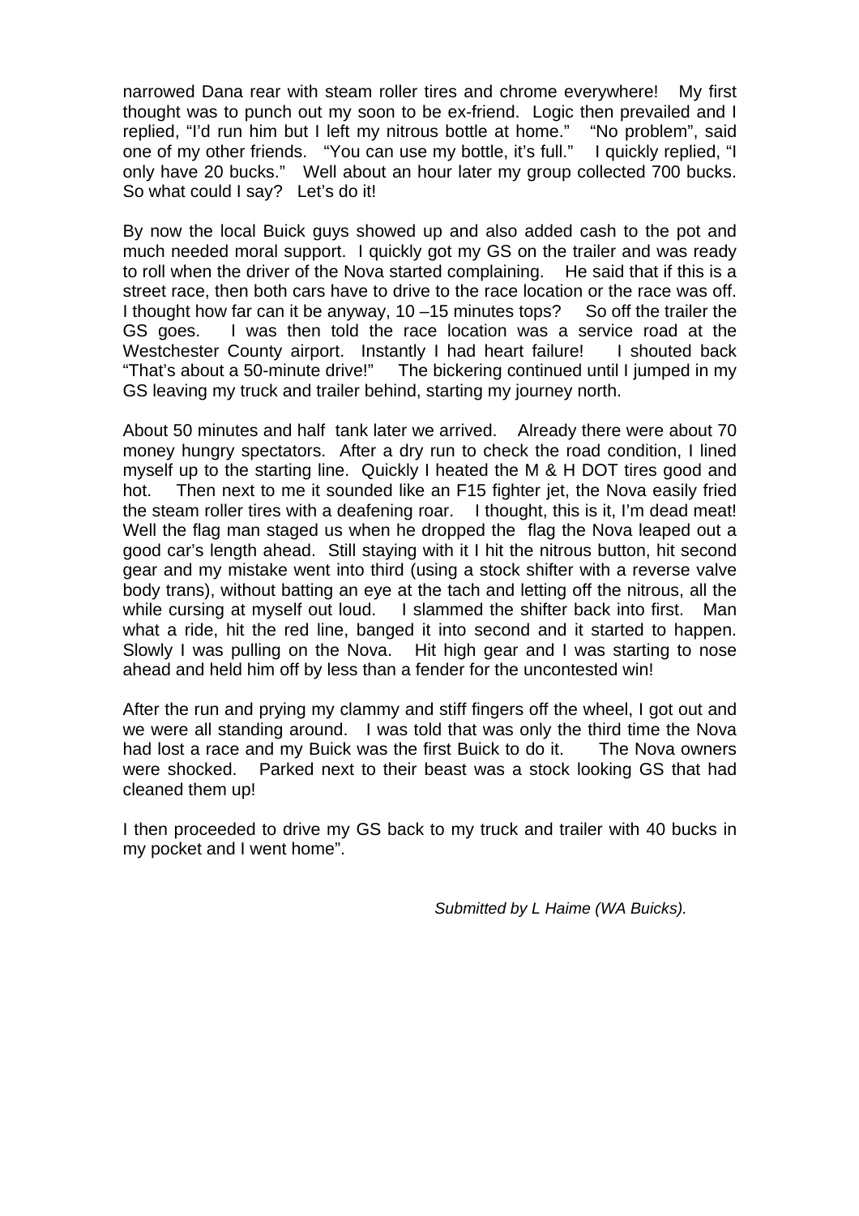narrowed Dana rear with steam roller tires and chrome everywhere! My first thought was to punch out my soon to be ex-friend. Logic then prevailed and I replied, "I'd run him but I left my nitrous bottle at home." "No problem", said one of my other friends. "You can use my bottle, it's full." I quickly replied, "I only have 20 bucks." Well about an hour later my group collected 700 bucks. So what could I say? Let's do it!

By now the local Buick guys showed up and also added cash to the pot and much needed moral support. I quickly got my GS on the trailer and was ready to roll when the driver of the Nova started complaining. He said that if this is a street race, then both cars have to drive to the race location or the race was off. I thought how far can it be anyway, 10 –15 minutes tops? So off the trailer the GS goes. I was then told the race location was a service road at the Westchester County airport. Instantly I had heart failure! I shouted back "That's about a 50-minute drive!" The bickering continued until I jumped in my GS leaving my truck and trailer behind, starting my journey north.

About 50 minutes and half tank later we arrived. Already there were about 70 money hungry spectators. After a dry run to check the road condition, I lined myself up to the starting line. Quickly I heated the M & H DOT tires good and hot. Then next to me it sounded like an F15 fighter jet, the Nova easily fried the steam roller tires with a deafening roar. I thought, this is it, I'm dead meat! Well the flag man staged us when he dropped the flag the Nova leaped out a good car's length ahead. Still staying with it I hit the nitrous button, hit second gear and my mistake went into third (using a stock shifter with a reverse valve body trans), without batting an eye at the tach and letting off the nitrous, all the while cursing at myself out loud. I slammed the shifter back into first. Man what a ride, hit the red line, banged it into second and it started to happen. Slowly I was pulling on the Nova. Hit high gear and I was starting to nose ahead and held him off by less than a fender for the uncontested win!

After the run and prying my clammy and stiff fingers off the wheel, I got out and we were all standing around. I was told that was only the third time the Nova had lost a race and my Buick was the first Buick to do it. The Nova owners were shocked. Parked next to their beast was a stock looking GS that had cleaned them up!

I then proceeded to drive my GS back to my truck and trailer with 40 bucks in my pocket and I went home".

*Submitted by L Haime (WA Buicks).*